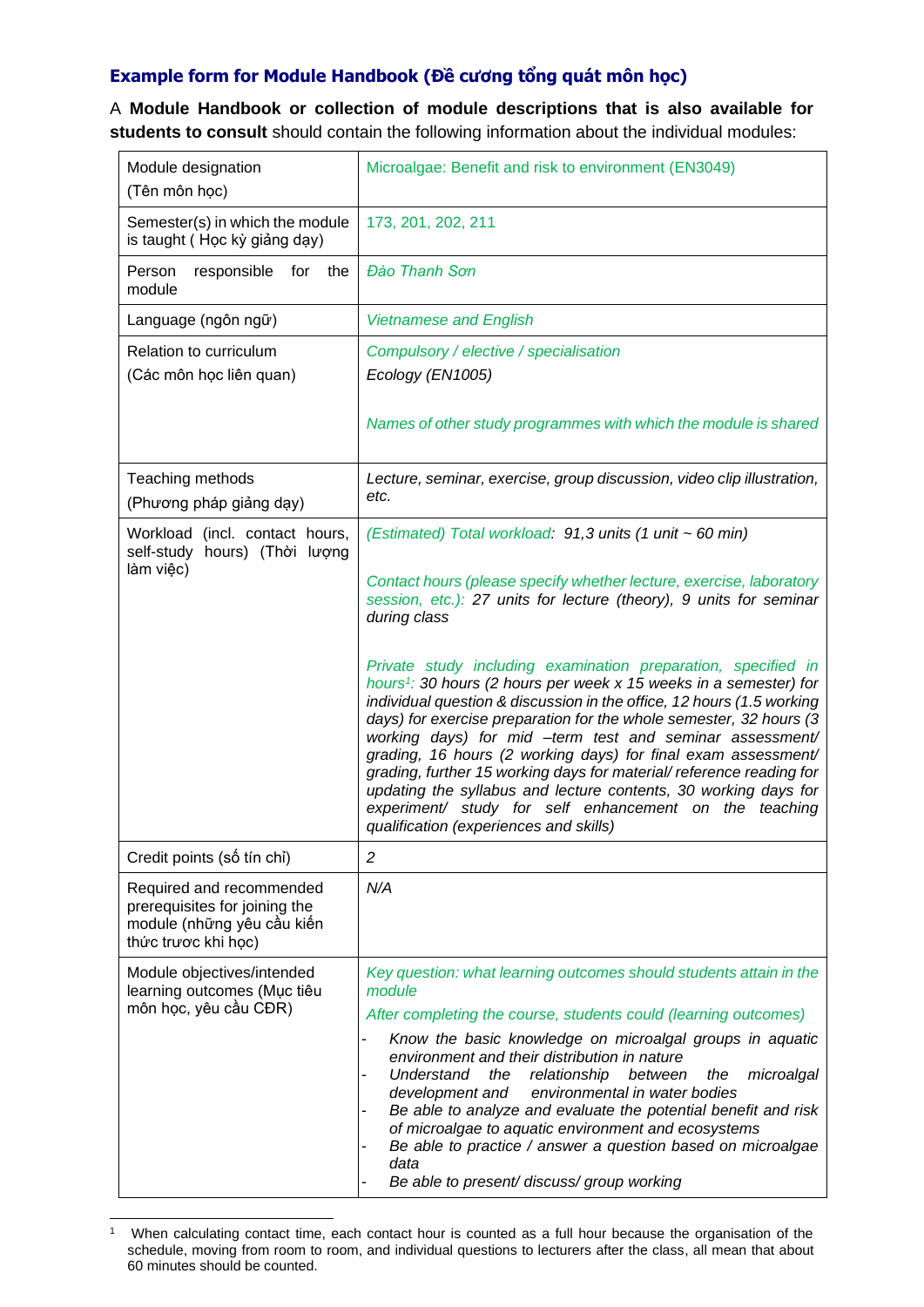### Example form for Module Handbook (Đề cương tổng quát môn học)

A **Module Handbook or collection of module descriptions that is also available for students to consult** should contain the following information about the individual modules:

| | |
|---|---|
| Module designation (Tên môn học) | Microalgae: Benefit and risk to environment (EN3049) |
| Semester(s) in which the module is taught ( Học kỳ giảng dạy) | 173, 201, 202, 211 |
| Person responsible for the module | *Đào Thanh Sơn* |
| Language (ngôn ngữ) | *Vietnamese and English* |
| Relation to curriculum (Các môn học liên quan) | *Compulsory / elective / specialisation*<br>*Ecology (EN1005)*<br><br>*Names of other study programmes with which the module is shared* |
| Teaching methods (Phương pháp giảng dạy) | *Lecture, seminar, exercise, group discussion, video clip illustration, etc.* |
| Workload (incl. contact hours, self-study hours) (Thời lượng làm việc) | *(Estimated) Total workload: 91,3 units (1 unit ~ 60 min)*<br><br>*Contact hours (please specify whether lecture, exercise, laboratory session, etc.): 27 units for lecture (theory), 9 units for seminar during class*<br><br>*Private study including examination preparation, specified in hours[1]: 30 hours (2 hours per week x 15 weeks in a semester) for individual question & discussion in the office, 12 hours (1.5 working days) for exercise preparation for the whole semester, 32 hours (3 working days) for mid –term test and seminar assessment/ grading, 16 hours (2 working days) for final exam assessment/ grading, further 15 working days for material/ reference reading for updating the syllabus and lecture contents, 30 working days for experiment/ study for self enhancement on the teaching qualification (experiences and skills)* |
| Credit points (số tín chỉ) | *2* |
| Required and recommended prerequisites for joining the module (những yêu cầu kiến thức trước khi học) | *N/A* |
| Module objectives/intended learning outcomes (Mục tiêu môn học, yêu cầu CĐR) | *Key question: what learning outcomes should students attain in the module*<br>*After completing the course, students could (learning outcomes)*<br>- *Know the basic knowledge on microalgal groups in aquatic environment and their distribution in nature*<br>- *Understand the relationship between the microalgal development and environmental in water bodies*<br>- *Be able to analyze and evaluate the potential benefit and risk of microalgae to aquatic environment and ecosystems*<br>- *Be able to practice / answer a question based on microalgae data*<br>- *Be able to present/ discuss/ group working* |

[1] When calculating contact time, each contact hour is counted as a full hour because the organisation of the schedule, moving from room to room, and individual questions to lecturers after the class, all mean that about 60 minutes should be counted.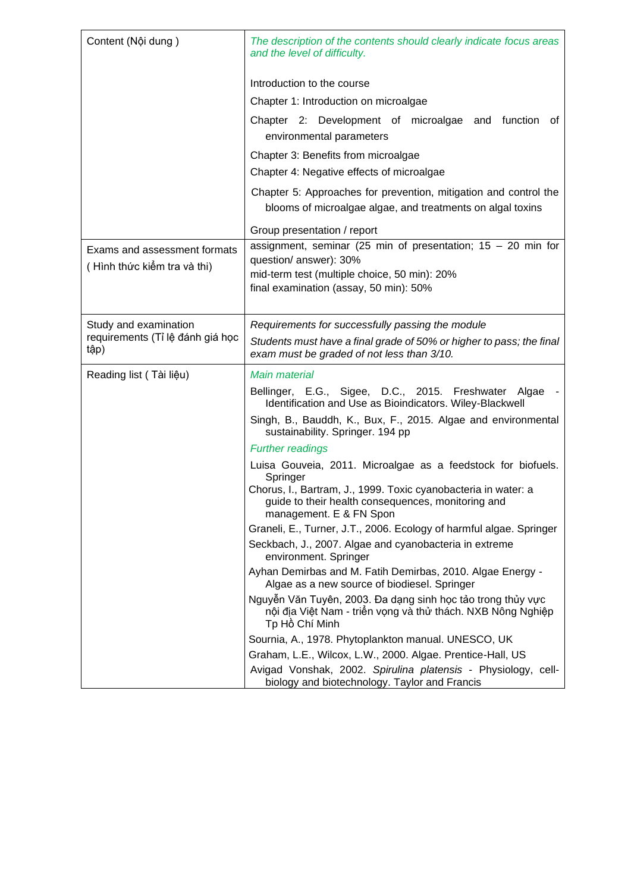| | |
|---|---|
| Content (Nội dung ) | *The description of the contents should clearly indicate focus areas and the level of difficulty.*<br><br>Introduction to the course<br>Chapter 1: Introduction on microalgae<br>Chapter 2: Development of microalgae and function of environmental parameters<br>Chapter 3: Benefits from microalgae<br>Chapter 4: Negative effects of microalgae<br>Chapter 5: Approaches for prevention, mitigation and control the blooms of microalgae algae, and treatments on algal toxins<br>Group presentation / report |
| Exams and assessment formats ( Hình thức kiểm tra và thi) | assignment, seminar (25 min of presentation; 15 – 20 min for question/ answer): 30%<br>mid-term test (multiple choice, 50 min): 20%<br>final examination (assay, 50 min): 50% |
| Study and examination requirements (Tỉ lệ đánh giá học tập) | *Requirements for successfully passing the module*<br>*Students must have a final grade of 50% or higher to pass; the final exam must be graded of not less than 3/10.* |
| Reading list ( Tài liệu) | *Main material*<br>Bellinger, E.G., Sigee, D.C., 2015. Freshwater Algae - Identification and Use as Bioindicators. Wiley-Blackwell<br>Singh, B., Bauddh, K., Bux, F., 2015. Algae and environmental sustainability. Springer. 194 pp<br>*Further readings*<br>Luisa Gouveia, 2011. Microalgae as a feedstock for biofuels. Springer<br>Chorus, I., Bartram, J., 1999. Toxic cyanobacteria in water: a guide to their health consequences, monitoring and management. E & FN Spon<br>Graneli, E., Turner, J.T., 2006. Ecology of harmful algae. Springer<br>Seckbach, J., 2007. Algae and cyanobacteria in extreme environment. Springer<br>Ayhan Demirbas and M. Fatih Demirbas, 2010. Algae Energy - Algae as a new source of biodiesel. Springer<br>Nguyễn Văn Tuyên, 2003. Đa dạng sinh học tảo trong thủy vực nội địa Việt Nam - triển vọng và thử thách. NXB Nông Nghiệp Tp Hồ Chí Minh<br>Sournia, A., 1978. Phytoplankton manual. UNESCO, UK<br>Graham, L.E., Wilcox, L.W., 2000. Algae. Prentice-Hall, US<br>Avigad Vonshak, 2002. *Spirulina platensis* - Physiology, cell-biology and biotechnology. Taylor and Francis |